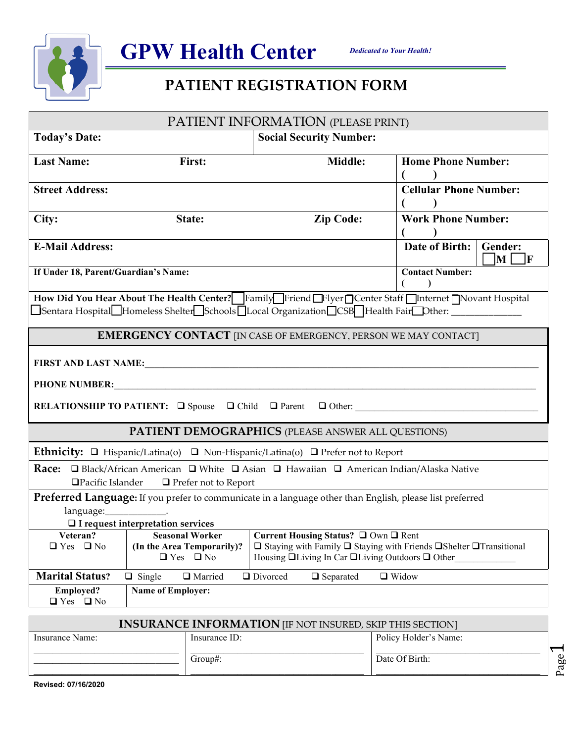# GPW Health Center

*Dedicated to Your Health!*

## PATIENT REGISTRATION FORM

### PATIENT INFORMATION (PLEASE PRINT)

| **Today's Date:** | | **Social Security Number:** | |
|---|---|---|---|
| **Last Name:** **First:** | **Middle:** | **Home Phone Number:** ( ) | |
| **Street Address:** | | **Cellular Phone Number:** ( ) | |
| **City:** **State:** | **Zip Code:** | **Work Phone Number:** ( ) | |
| **E-Mail Address:** | | **Date of Birth:** | **Gender:** ☐M ☐F |
| **If Under 18, Parent/Guardian's Name:** | | **Contact Number:** ( ) | |

**How Did You Hear About The Health Center?** ☐Family ☐Friend ☐Flyer ☐Center Staff ☐Internet ☐Novant Hospital ☐Sentara Hospital ☐Homeless Shelter ☐Schools ☐Local Organization ☐CSB ☐Health Fair ☐Other: ______________

### EMERGENCY CONTACT [IN CASE OF EMERGENCY, PERSON WE MAY CONTACT]

**FIRST AND LAST NAME:**______________________________________________

**PHONE NUMBER:**______________________________________________

**RELATIONSHIP TO PATIENT:** ☐ Spouse ☐ Child ☐ Parent ☐ Other: ______________________

### PATIENT DEMOGRAPHICS (PLEASE ANSWER ALL QUESTIONS)

**Ethnicity:** ☐ Hispanic/Latina(o) ☐ Non-Hispanic/Latina(o) ☐ Prefer not to Report

**Race:** ☐ Black/African American ☐ White ☐ Asian ☐ Hawaiian ☐ American Indian/Alaska Native ☐Pacific Islander ☐ Prefer not to Report

**Preferred Language:** If you prefer to communicate in a language other than English, please list preferred language:____________.
☐ **I request interpretation services**

| **Veteran?** ☐ Yes ☐ No | **Seasonal Worker (In the Area Temporarily)?** ☐ Yes ☐ No | **Current Housing Status?** ☐ Own ☐ Rent ☐ Staying with Family ☐ Staying with Friends ☐Shelter ☐Transitional Housing ☐Living In Car ☐Living Outdoors ☐ Other____________ |
|---|---|---|

**Marital Status?** ☐ Single ☐ Married ☐ Divorced ☐ Separated ☐ Widow

| **Employed?** ☐ Yes ☐ No | **Name of Employer:** |
|---|---|

### INSURANCE INFORMATION [IF NOT INSURED, SKIP THIS SECTION]

| Insurance Name: | Insurance ID: | Policy Holder's Name: |
|---|---|---|
| ______________________ | Group#: | Date Of Birth: |

Revised: 07/16/2020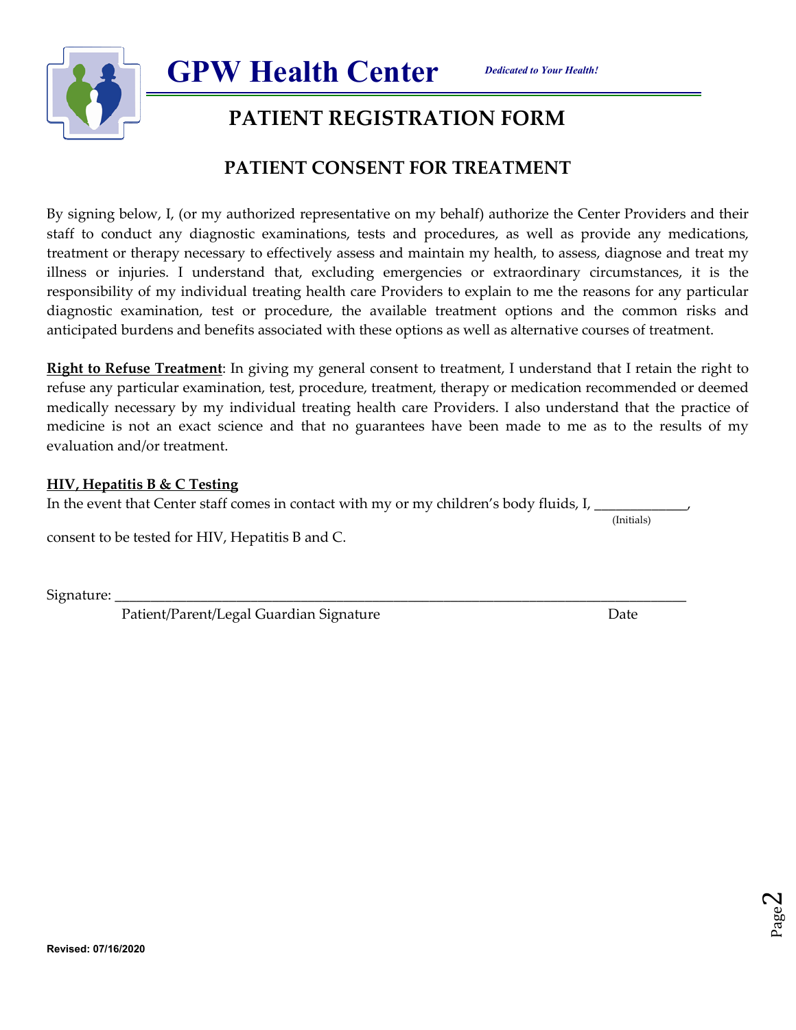# GPW Health Center

*Dedicated to Your Health!*

## PATIENT REGISTRATION FORM

## PATIENT CONSENT FOR TREATMENT

By signing below, I, (or my authorized representative on my behalf) authorize the Center Providers and their staff to conduct any diagnostic examinations, tests and procedures, as well as provide any medications, treatment or therapy necessary to effectively assess and maintain my health, to assess, diagnose and treat my illness or injuries. I understand that, excluding emergencies or extraordinary circumstances, it is the responsibility of my individual treating health care Providers to explain to me the reasons for any particular diagnostic examination, test or procedure, the available treatment options and the common risks and anticipated burdens and benefits associated with these options as well as alternative courses of treatment.

**Right to Refuse Treatment**: In giving my general consent to treatment, I understand that I retain the right to refuse any particular examination, test, procedure, treatment, therapy or medication recommended or deemed medically necessary by my individual treating health care Providers. I also understand that the practice of medicine is not an exact science and that no guarantees have been made to me as to the results of my evaluation and/or treatment.

**HIV, Hepatitis B & C Testing**

In the event that Center staff comes in contact with my or my children's body fluids, I, _____________,
(Initials)

consent to be tested for HIV, Hepatitis B and C.

Signature: ______________________________________________________________________________

Patient/Parent/Legal Guardian Signature          Date

**Revised: 07/16/2020**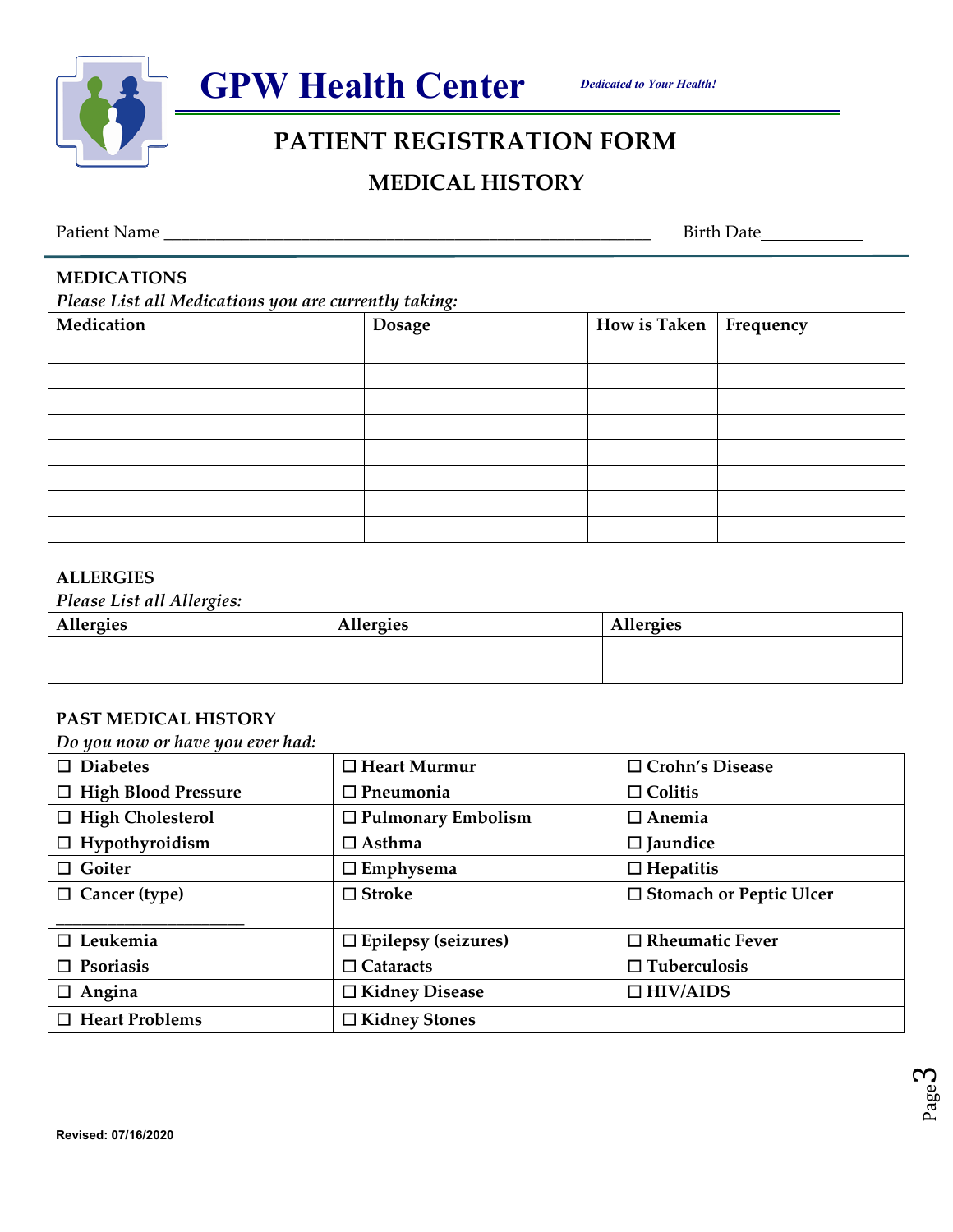# GPW Health Center

*Dedicated to Your Health!*

## PATIENT REGISTRATION FORM

### MEDICAL HISTORY

Patient Name ____________________________________________ Birth Date__________

**MEDICATIONS**

*Please List all Medications you are currently taking:*

| Medication | Dosage | How is Taken | Frequency |
|---|---|---|---|
| | | | |
| | | | |
| | | | |
| | | | |
| | | | |
| | | | |
| | | | |
| | | | |

**ALLERGIES**

*Please List all Allergies:*

| Allergies | Allergies | Allergies |
|---|---|---|
| | | |
| | | |

**PAST MEDICAL HISTORY**

*Do you now or have you ever had:*

| | | |
|---|---|---|
| ☐ Diabetes | ☐ Heart Murmur | ☐ Crohn's Disease |
| ☐ High Blood Pressure | ☐ Pneumonia | ☐ Colitis |
| ☐ High Cholesterol | ☐ Pulmonary Embolism | ☐ Anemia |
| ☐ Hypothyroidism | ☐ Asthma | ☐ Jaundice |
| ☐ Goiter | ☐ Emphysema | ☐ Hepatitis |
| ☐ Cancer (type) ____________________ | ☐ Stroke | ☐ Stomach or Peptic Ulcer |
| ☐ Leukemia | ☐ Epilepsy (seizures) | ☐ Rheumatic Fever |
| ☐ Psoriasis | ☐ Cataracts | ☐ Tuberculosis |
| ☐ Angina | ☐ Kidney Disease | ☐ HIV/AIDS |
| ☐ Heart Problems | ☐ Kidney Stones | |

Revised: 07/16/2020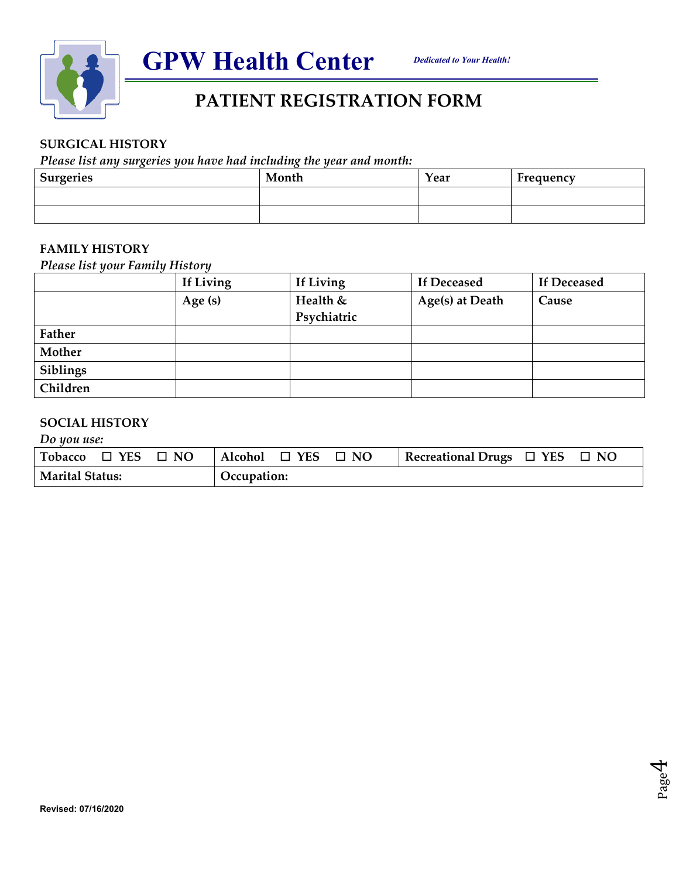# GPW Health Center

*Dedicated to Your Health!*

## PATIENT REGISTRATION FORM

### SURGICAL HISTORY

*Please list any surgeries you have had including the year and month:*

| Surgeries | Month | Year | Frequency |
|---|---|---|---|
| | | | |
| | | | |

### FAMILY HISTORY

*Please list your Family History*

| | If Living | If Living | If Deceased | If Deceased |
|---|---|---|---|---|
| | Age (s) | Health & Psychiatric | Age(s) at Death | Cause |
| **Father** | | | | |
| **Mother** | | | | |
| **Siblings** | | | | |
| **Children** | | | | |

### SOCIAL HISTORY

*Do you use:*

| Tobacco ☐ YES ☐ NO | Alcohol ☐ YES ☐ NO | Recreational Drugs ☐ YES ☐ NO |
|---|---|---|
| **Marital Status:** | **Occupation:** | |

**Revised: 07/16/2020**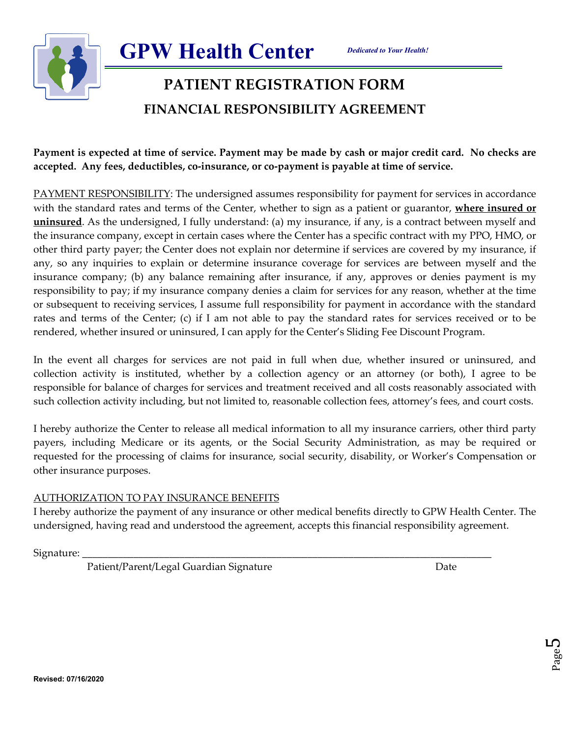# GPW Health Center

*Dedicated to Your Health!*

## PATIENT REGISTRATION FORM

### FINANCIAL RESPONSIBILITY AGREEMENT

**Payment is expected at time of service. Payment may be made by cash or major credit card. No checks are accepted. Any fees, deductibles, co-insurance, or co-payment is payable at time of service.**

PAYMENT RESPONSIBILITY: The undersigned assumes responsibility for payment for services in accordance with the standard rates and terms of the Center, whether to sign as a patient or guarantor, **where insured or uninsured**. As the undersigned, I fully understand: (a) my insurance, if any, is a contract between myself and the insurance company, except in certain cases where the Center has a specific contract with my PPO, HMO, or other third party payer; the Center does not explain nor determine if services are covered by my insurance, if any, so any inquiries to explain or determine insurance coverage for services are between myself and the insurance company; (b) any balance remaining after insurance, if any, approves or denies payment is my responsibility to pay; if my insurance company denies a claim for services for any reason, whether at the time or subsequent to receiving services, I assume full responsibility for payment in accordance with the standard rates and terms of the Center; (c) if I am not able to pay the standard rates for services received or to be rendered, whether insured or uninsured, I can apply for the Center's Sliding Fee Discount Program.

In the event all charges for services are not paid in full when due, whether insured or uninsured, and collection activity is instituted, whether by a collection agency or an attorney (or both), I agree to be responsible for balance of charges for services and treatment received and all costs reasonably associated with such collection activity including, but not limited to, reasonable collection fees, attorney's fees, and court costs.

I hereby authorize the Center to release all medical information to all my insurance carriers, other third party payers, including Medicare or its agents, or the Social Security Administration, as may be required or requested for the processing of claims for insurance, social security, disability, or Worker's Compensation or other insurance purposes.

AUTHORIZATION TO PAY INSURANCE BENEFITS

I hereby authorize the payment of any insurance or other medical benefits directly to GPW Health Center. The undersigned, having read and understood the agreement, accepts this financial responsibility agreement.

Signature: ______________________________________________________________________________

Patient/Parent/Legal Guardian Signature Date

**Revised: 07/16/2020**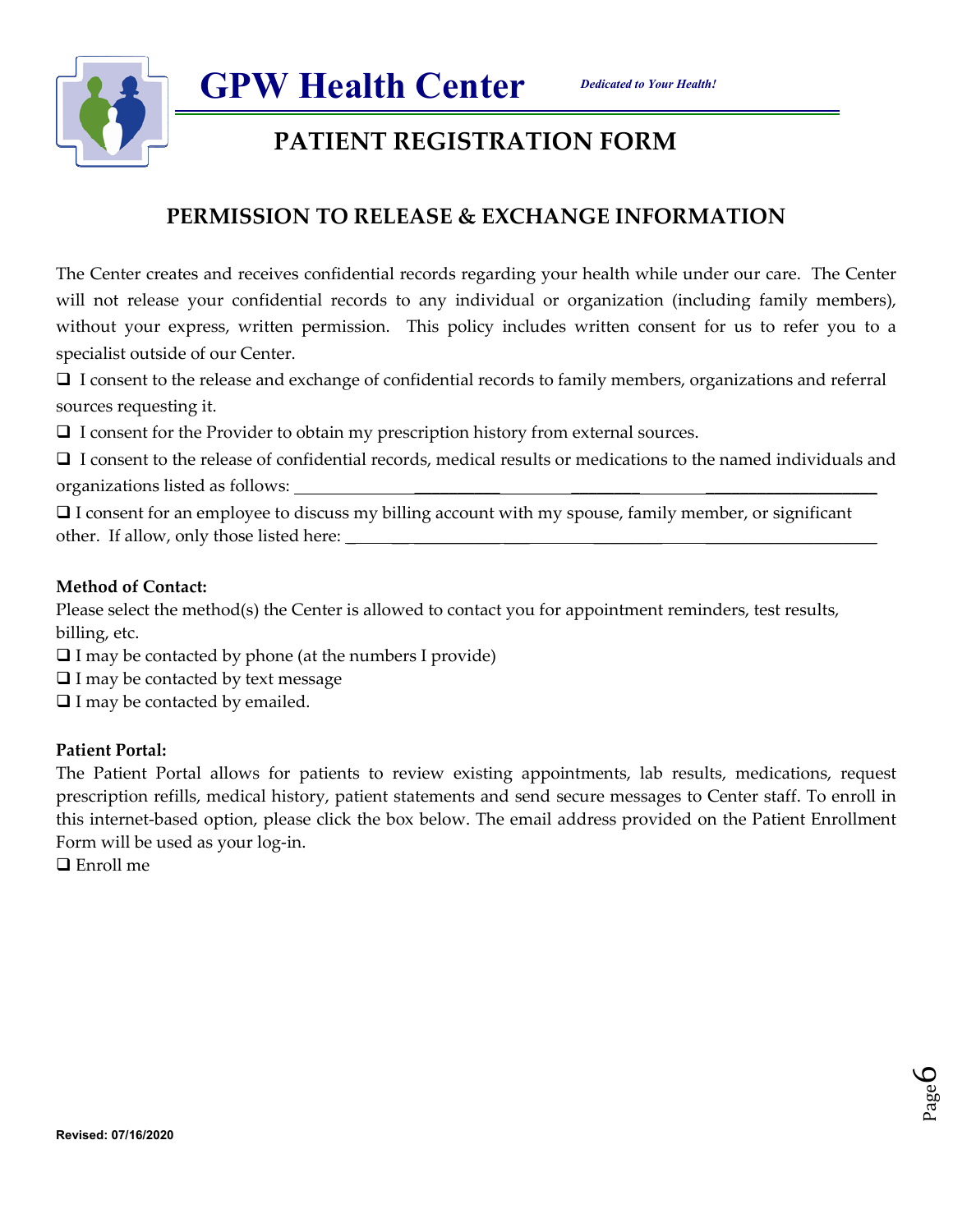# GPW Health Center

*Dedicated to Your Health!*

## PATIENT REGISTRATION FORM

### PERMISSION TO RELEASE & EXCHANGE INFORMATION

The Center creates and receives confidential records regarding your health while under our care. The Center will not release your confidential records to any individual or organization (including family members), without your express, written permission. This policy includes written consent for us to refer you to a specialist outside of our Center.

❑ I consent to the release and exchange of confidential records to family members, organizations and referral sources requesting it.

❑ I consent for the Provider to obtain my prescription history from external sources.

❑ I consent to the release of confidential records, medical results or medications to the named individuals and organizations listed as follows: ________________________________________________________________

❑ I consent for an employee to discuss my billing account with my spouse, family member, or significant other. If allow, only those listed here: ________________________________________________________

**Method of Contact:**

Please select the method(s) the Center is allowed to contact you for appointment reminders, test results, billing, etc.

❑ I may be contacted by phone (at the numbers I provide)

❑ I may be contacted by text message

❑ I may be contacted by emailed.

**Patient Portal:**

The Patient Portal allows for patients to review existing appointments, lab results, medications, request prescription refills, medical history, patient statements and send secure messages to Center staff. To enroll in this internet-based option, please click the box below. The email address provided on the Patient Enrollment Form will be used as your log-in.

❑ Enroll me

**Revised: 07/16/2020**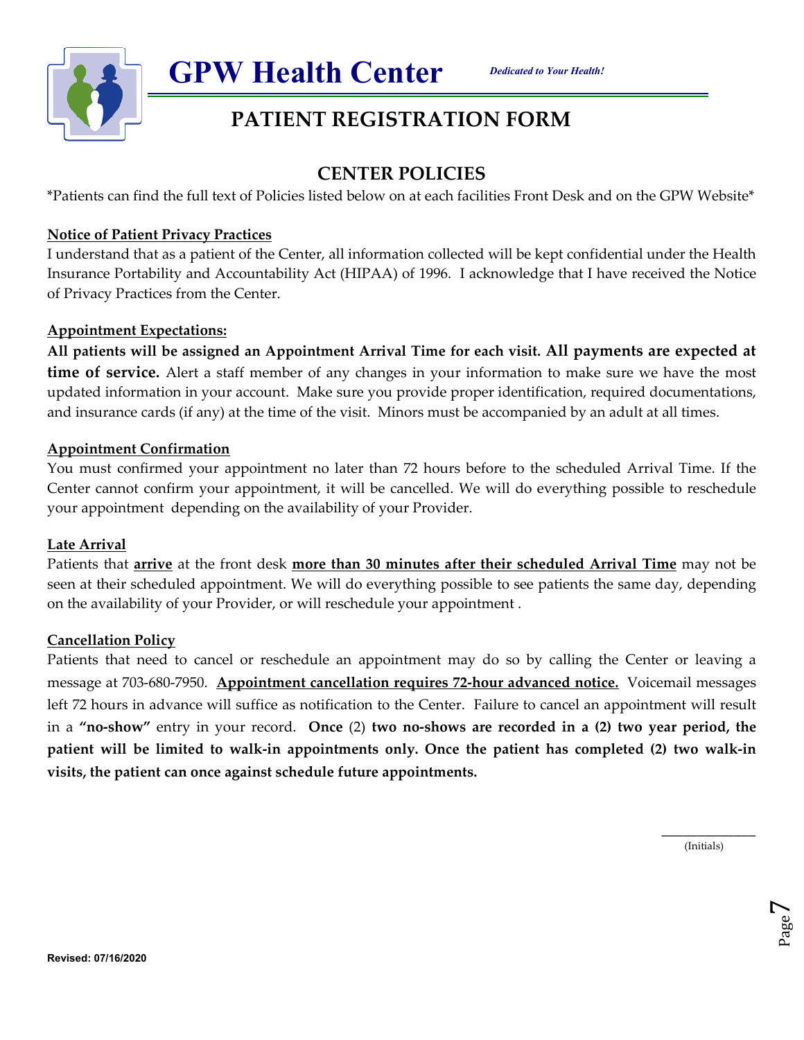# GPW Health Center

*Dedicated to Your Health!*

## PATIENT REGISTRATION FORM

## CENTER POLICIES

*Patients can find the full text of Policies listed below on at each facilities Front Desk and on the GPW Website*

**Notice of Patient Privacy Practices**

I understand that as a patient of the Center, all information collected will be kept confidential under the Health Insurance Portability and Accountability Act (HIPAA) of 1996. I acknowledge that I have received the Notice of Privacy Practices from the Center.

**Appointment Expectations:**

**All patients will be assigned an Appointment Arrival Time for each visit. All payments are expected at time of service.** Alert a staff member of any changes in your information to make sure we have the most updated information in your account. Make sure you provide proper identification, required documentations, and insurance cards (if any) at the time of the visit. Minors must be accompanied by an adult at all times.

**Appointment Confirmation**

You must confirmed your appointment no later than 72 hours before to the scheduled Arrival Time. If the Center cannot confirm your appointment, it will be cancelled. We will do everything possible to reschedule your appointment depending on the availability of your Provider.

**Late Arrival**

Patients that **arrive** at the front desk **more than 30 minutes after their scheduled Arrival Time** may not be seen at their scheduled appointment. We will do everything possible to see patients the same day, depending on the availability of your Provider, or will reschedule your appointment .

**Cancellation Policy**

Patients that need to cancel or reschedule an appointment may do so by calling the Center or leaving a message at 703-680-7950. **Appointment cancellation requires 72-hour advanced notice.** Voicemail messages left 72 hours in advance will suffice as notification to the Center. Failure to cancel an appointment will result in a **"no-show"** entry in your record. **Once** (2) **two no-shows are recorded in a (2) two year period, the patient will be limited to walk-in appointments only. Once the patient has completed (2) two walk-in visits, the patient can once against schedule future appointments.**

_______________
(Initials)

Revised: 07/16/2020